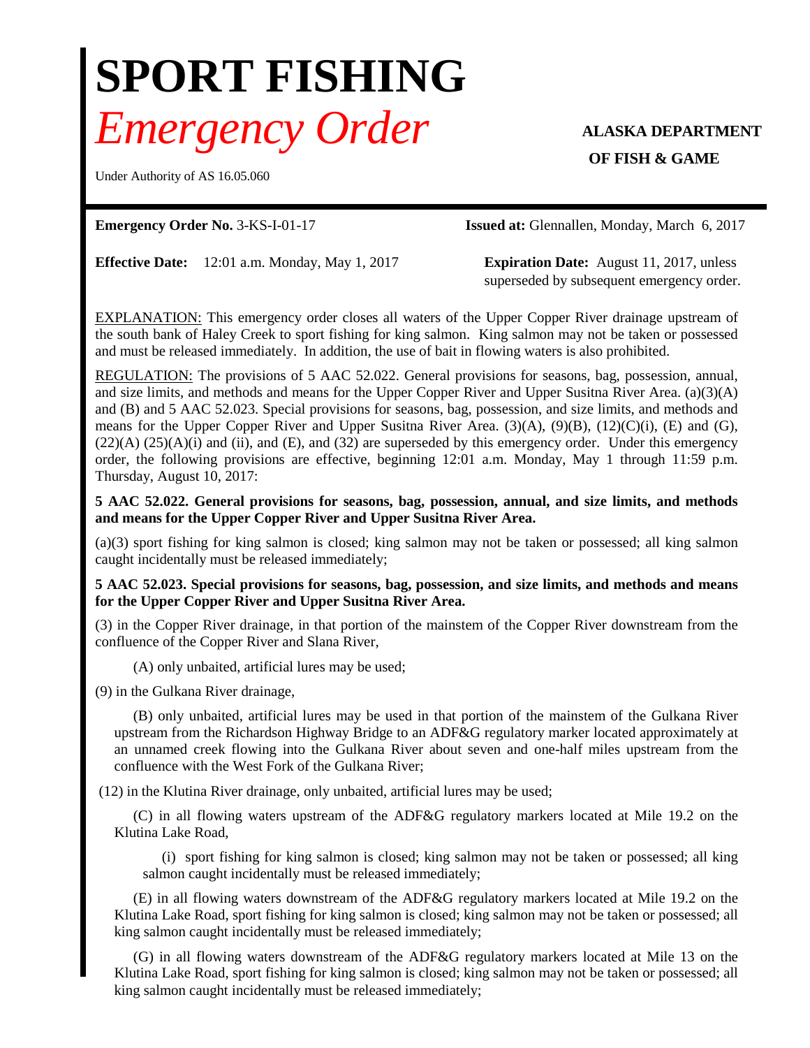// SPORT FISHING
# *Emergency Order*

**ALASKA DEPARTMENT OF FISH & GAME**

Under Authority of AS 16.05.060

**Emergency Order No.** 3-KS-I-01-17

**Issued at:** Glennallen, Monday, March 6, 2017

**Effective Date:** 12:01 a.m. Monday, May 1, 2017

**Expiration Date:** August 11, 2017, unless superseded by subsequent emergency order.

EXPLANATION: This emergency order closes all waters of the Upper Copper River drainage upstream of the south bank of Haley Creek to sport fishing for king salmon. King salmon may not be taken or possessed and must be released immediately. In addition, the use of bait in flowing waters is also prohibited.

REGULATION: The provisions of 5 AAC 52.022. General provisions for seasons, bag, possession, annual, and size limits, and methods and means for the Upper Copper River and Upper Susitna River Area. (a)(3)(A) and (B) and 5 AAC 52.023. Special provisions for seasons, bag, possession, and size limits, and methods and means for the Upper Copper River and Upper Susitna River Area. (3)(A), (9)(B), (12)(C)(i), (E) and (G), (22)(A) (25)(A)(i) and (ii), and (E), and (32) are superseded by this emergency order. Under this emergency order, the following provisions are effective, beginning 12:01 a.m. Monday, May 1 through 11:59 p.m. Thursday, August 10, 2017:

**5 AAC 52.022. General provisions for seasons, bag, possession, annual, and size limits, and methods and means for the Upper Copper River and Upper Susitna River Area.**

(a)(3) sport fishing for king salmon is closed; king salmon may not be taken or possessed; all king salmon caught incidentally must be released immediately;

**5 AAC 52.023. Special provisions for seasons, bag, possession, and size limits, and methods and means for the Upper Copper River and Upper Susitna River Area.**

(3) in the Copper River drainage, in that portion of the mainstem of the Copper River downstream from the confluence of the Copper River and Slana River,

(A) only unbaited, artificial lures may be used;

(9) in the Gulkana River drainage,

(B) only unbaited, artificial lures may be used in that portion of the mainstem of the Gulkana River upstream from the Richardson Highway Bridge to an ADF&G regulatory marker located approximately at an unnamed creek flowing into the Gulkana River about seven and one-half miles upstream from the confluence with the West Fork of the Gulkana River;

(12) in the Klutina River drainage, only unbaited, artificial lures may be used;

(C) in all flowing waters upstream of the ADF&G regulatory markers located at Mile 19.2 on the Klutina Lake Road,

(i) sport fishing for king salmon is closed; king salmon may not be taken or possessed; all king salmon caught incidentally must be released immediately;

(E) in all flowing waters downstream of the ADF&G regulatory markers located at Mile 19.2 on the Klutina Lake Road, sport fishing for king salmon is closed; king salmon may not be taken or possessed; all king salmon caught incidentally must be released immediately;

(G) in all flowing waters downstream of the ADF&G regulatory markers located at Mile 13 on the Klutina Lake Road, sport fishing for king salmon is closed; king salmon may not be taken or possessed; all king salmon caught incidentally must be released immediately;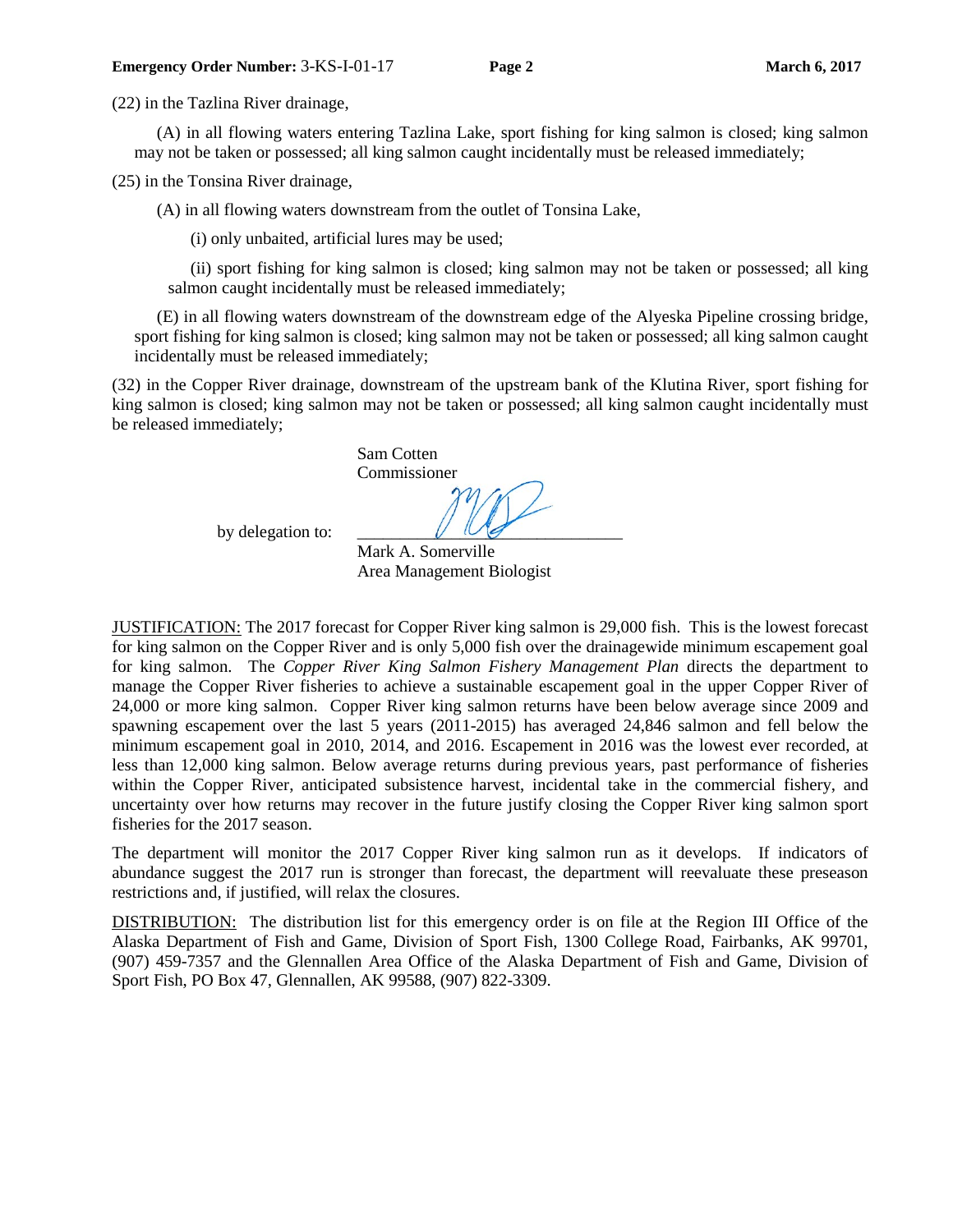(22) in the Tazlina River drainage,

(A) in all flowing waters entering Tazlina Lake, sport fishing for king salmon is closed; king salmon may not be taken or possessed; all king salmon caught incidentally must be released immediately;

(25) in the Tonsina River drainage,

(A) in all flowing waters downstream from the outlet of Tonsina Lake,

(i) only unbaited, artificial lures may be used;

(ii) sport fishing for king salmon is closed; king salmon may not be taken or possessed; all king salmon caught incidentally must be released immediately;

(E) in all flowing waters downstream of the downstream edge of the Alyeska Pipeline crossing bridge, sport fishing for king salmon is closed; king salmon may not be taken or possessed; all king salmon caught incidentally must be released immediately;

(32) in the Copper River drainage, downstream of the upstream bank of the Klutina River, sport fishing for king salmon is closed; king salmon may not be taken or possessed; all king salmon caught incidentally must be released immediately;

Sam Cotten
Commissioner

by delegation to: ______________________________
Mark A. Somerville
Area Management Biologist

JUSTIFICATION: The 2017 forecast for Copper River king salmon is 29,000 fish. This is the lowest forecast for king salmon on the Copper River and is only 5,000 fish over the drainagewide minimum escapement goal for king salmon. The *Copper River King Salmon Fishery Management Plan* directs the department to manage the Copper River fisheries to achieve a sustainable escapement goal in the upper Copper River of 24,000 or more king salmon. Copper River king salmon returns have been below average since 2009 and spawning escapement over the last 5 years (2011-2015) has averaged 24,846 salmon and fell below the minimum escapement goal in 2010, 2014, and 2016. Escapement in 2016 was the lowest ever recorded, at less than 12,000 king salmon. Below average returns during previous years, past performance of fisheries within the Copper River, anticipated subsistence harvest, incidental take in the commercial fishery, and uncertainty over how returns may recover in the future justify closing the Copper River king salmon sport fisheries for the 2017 season.

The department will monitor the 2017 Copper River king salmon run as it develops. If indicators of abundance suggest the 2017 run is stronger than forecast, the department will reevaluate these preseason restrictions and, if justified, will relax the closures.

DISTRIBUTION: The distribution list for this emergency order is on file at the Region III Office of the Alaska Department of Fish and Game, Division of Sport Fish, 1300 College Road, Fairbanks, AK 99701, (907) 459-7357 and the Glennallen Area Office of the Alaska Department of Fish and Game, Division of Sport Fish, PO Box 47, Glennallen, AK 99588, (907) 822-3309.